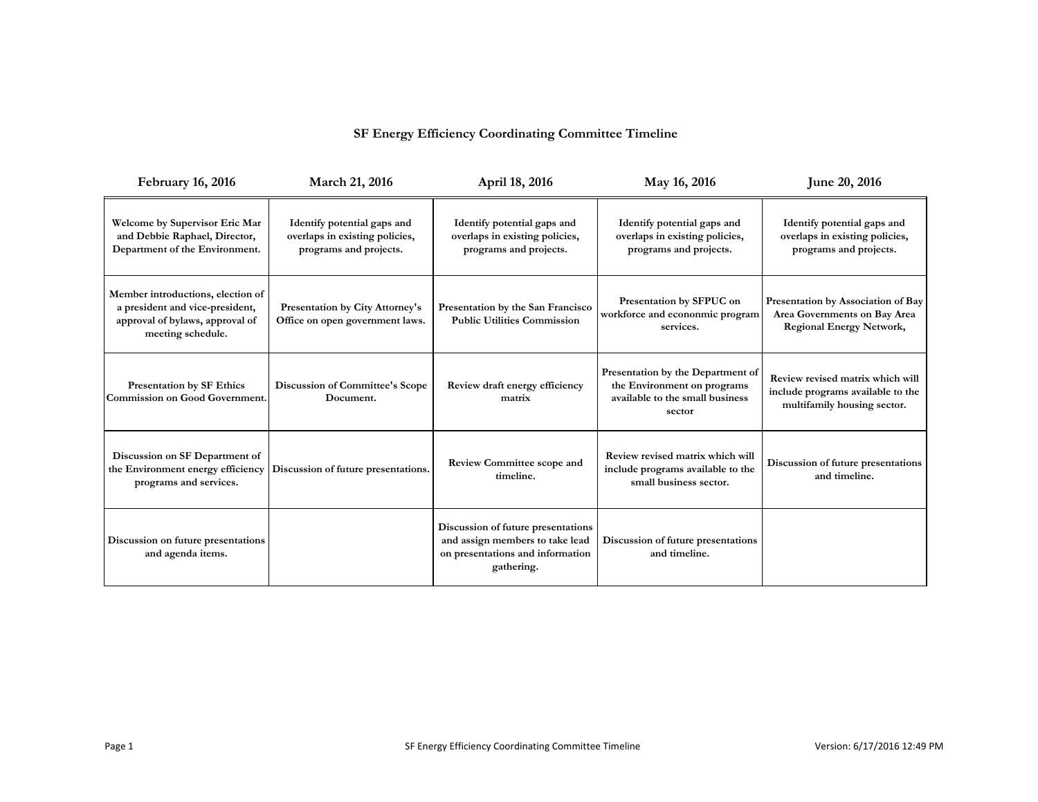# SF Energy Efficiency Coordinating Committee Timeline

| February 16, 2016 | March 21, 2016 | April 18, 2016 | May 16, 2016 | June 20, 2016 |
|---|---|---|---|---|
| **Welcome by Supervisor Eric Mar and Debbie Raphael, Director, Department of the Environment.** | **Identify potential gaps and overlaps in existing policies, programs and projects.** | **Identify potential gaps and overlaps in existing policies, programs and projects.** | **Identify potential gaps and overlaps in existing policies, programs and projects.** | **Identify potential gaps and overlaps in existing policies, programs and projects.** |
| **Member introductions, election of a president and vice-president, approval of bylaws, approval of meeting schedule.** | **Presentation by City Attorney's Office on open government laws.** | **Presentation by the San Francisco Public Utilities Commission** | **Presentation by SFPUC on workforce and econonmic program services.** | **Presentation by Association of Bay Area Governments on Bay Area Regional Energy Network,** |
| **Presentation by SF Ethics Commission on Good Government.** | **Discussion of Committee's Scope Document.** | **Review draft energy efficiency matrix** | **Presentation by the Department of the Environment on programs available to the small business sector** | **Review revised matrix which will include programs available to the multifamily housing sector.** |
| **Discussion on SF Department of the Environment energy efficiency programs and services.** | **Discussion of future presentations.** | **Review Committee scope and timeline.** | **Review revised matrix which will include programs available to the small business sector.** | **Discussion of future presentations and timeline.** |
| **Discussion on future presentations and agenda items.** | | **Discussion of future presentations and assign members to take lead on presentations and information gathering.** | **Discussion of future presentations and timeline.** | |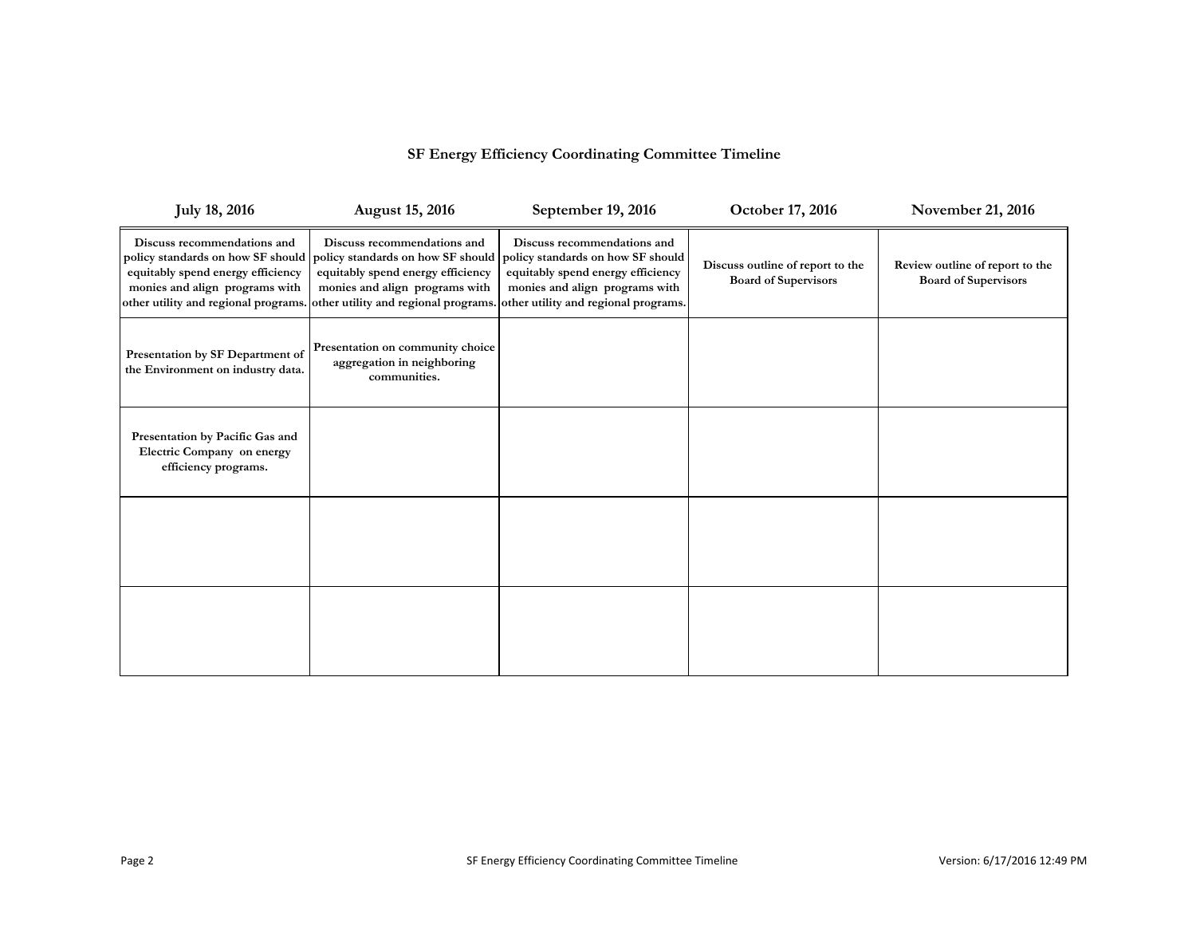# SF Energy Efficiency Coordinating Committee Timeline

| July 18, 2016 | August 15, 2016 | September 19, 2016 | October 17, 2016 | November 21, 2016 |
|---|---|---|---|---|
| **Discuss recommendations and policy standards on how SF should equitably spend energy efficiency monies and align programs with other utility and regional programs.** | **Discuss recommendations and policy standards on how SF should equitably spend energy efficiency monies and align programs with other utility and regional programs.** | **Discuss recommendations and policy standards on how SF should equitably spend energy efficiency monies and align programs with other utility and regional programs.** | **Discuss outline of report to the Board of Supervisors** | **Review outline of report to the Board of Supervisors** |
| **Presentation by SF Department of the Environment on industry data.** | **Presentation on community choice aggregation in neighboring communities.** | | | |
| **Presentation by Pacific Gas and Electric Company on energy efficiency programs.** | | | | |
| | | | | |
| | | | | |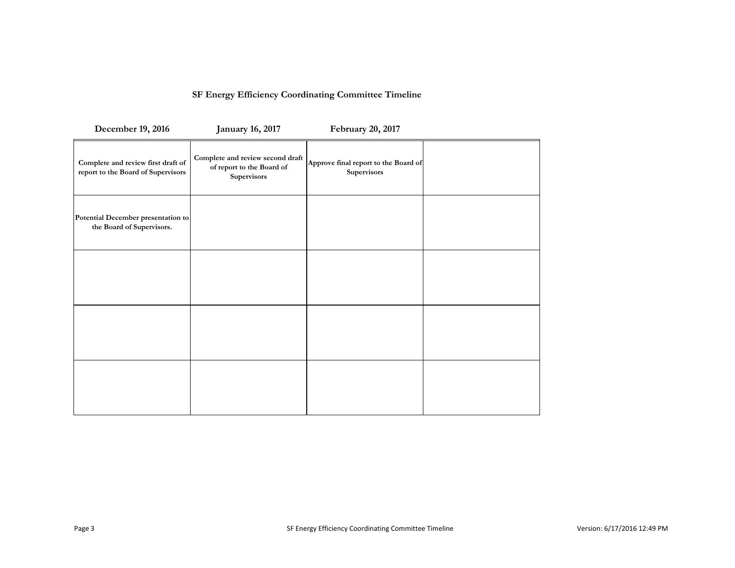## SF Energy Efficiency Coordinating Committee Timeline

| December 19, 2016 | January 16, 2017 | February 20, 2017 | |
|---|---|---|---|
| **Complete and review first draft of report to the Board of Supervisors** | **Complete and review second draft of report to the Board of Supervisors** | **Approve final report to the Board of Supervisors** | |
| **Potential December presentation to the Board of Supervisors.** | | | |
| | | | |
| | | | |
| | | | |